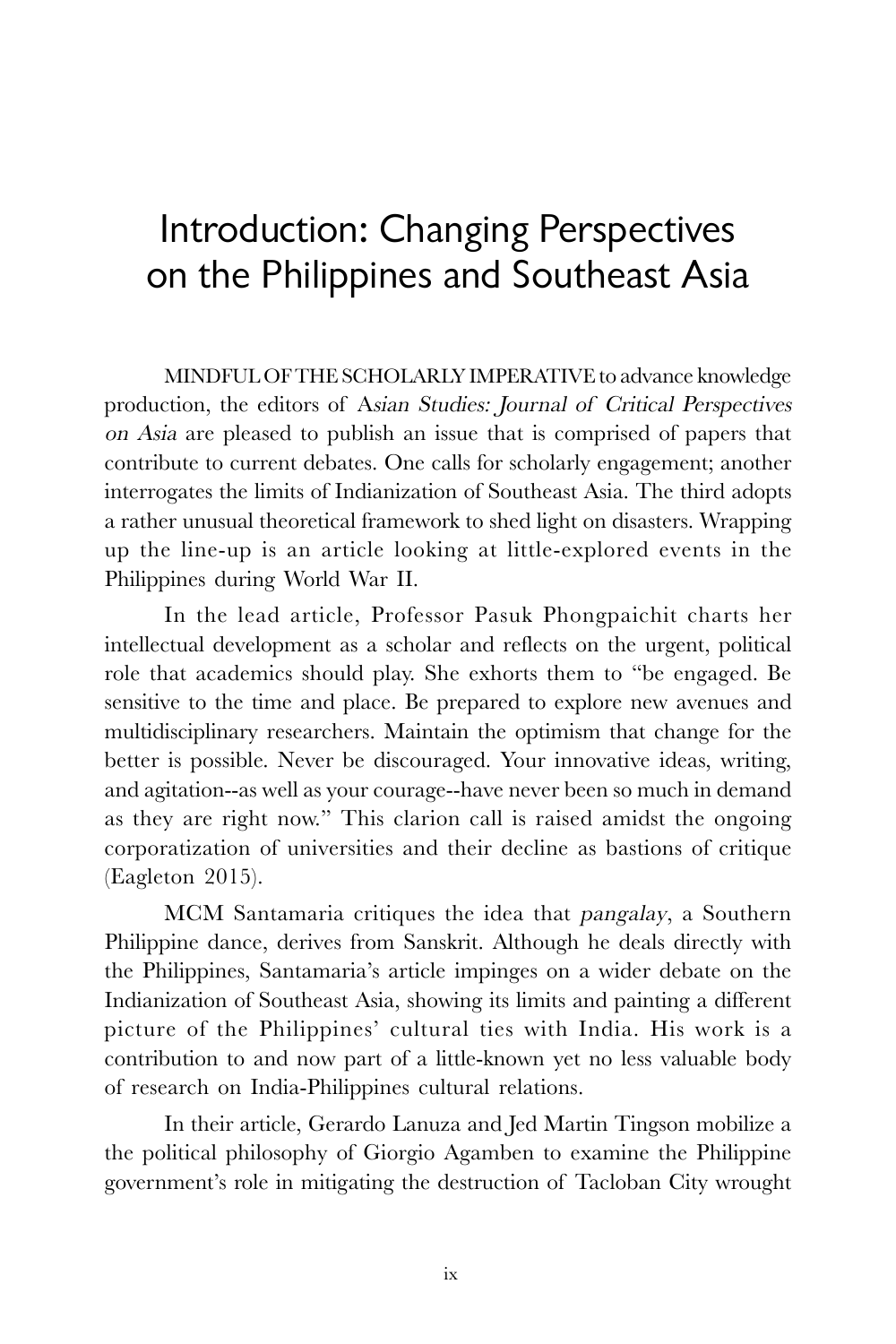# Introduction: Changing Perspectives on the Philippines and Southeast Asia

MINDFUL OF THE SCHOLARLY IMPERATIVE to advance knowledge production, the editors of A*sian Studies: Journal of Critical Perspectives on Asia* are pleased to publish an issue that is comprised of papers that contribute to current debates. One calls for scholarly engagement; another interrogates the limits of Indianization of Southeast Asia. The third adopts a rather unusual theoretical framework to shed light on disasters. Wrapping up the line-up is an article looking at little-explored events in the Philippines during World War II.

In the lead article, Professor Pasuk Phongpaichit charts her intellectual development as a scholar and reflects on the urgent, political role that academics should play. She exhorts them to "be engaged. Be sensitive to the time and place. Be prepared to explore new avenues and multidisciplinary researchers. Maintain the optimism that change for the better is possible. Never be discouraged. Your innovative ideas, writing, and agitation--as well as your courage--have never been so much in demand as they are right now." This clarion call is raised amidst the ongoing corporatization of universities and their decline as bastions of critique (Eagleton 2015).

MCM Santamaria critiques the idea that *pangalay*, a Southern Philippine dance, derives from Sanskrit. Although he deals directly with the Philippines, Santamaria's article impinges on a wider debate on the Indianization of Southeast Asia, showing its limits and painting a different picture of the Philippines' cultural ties with India. His work is a contribution to and now part of a little-known yet no less valuable body of research on India-Philippines cultural relations.

In their article, Gerardo Lanuza and Jed Martin Tingson mobilize a the political philosophy of Giorgio Agamben to examine the Philippine government's role in mitigating the destruction of Tacloban City wrought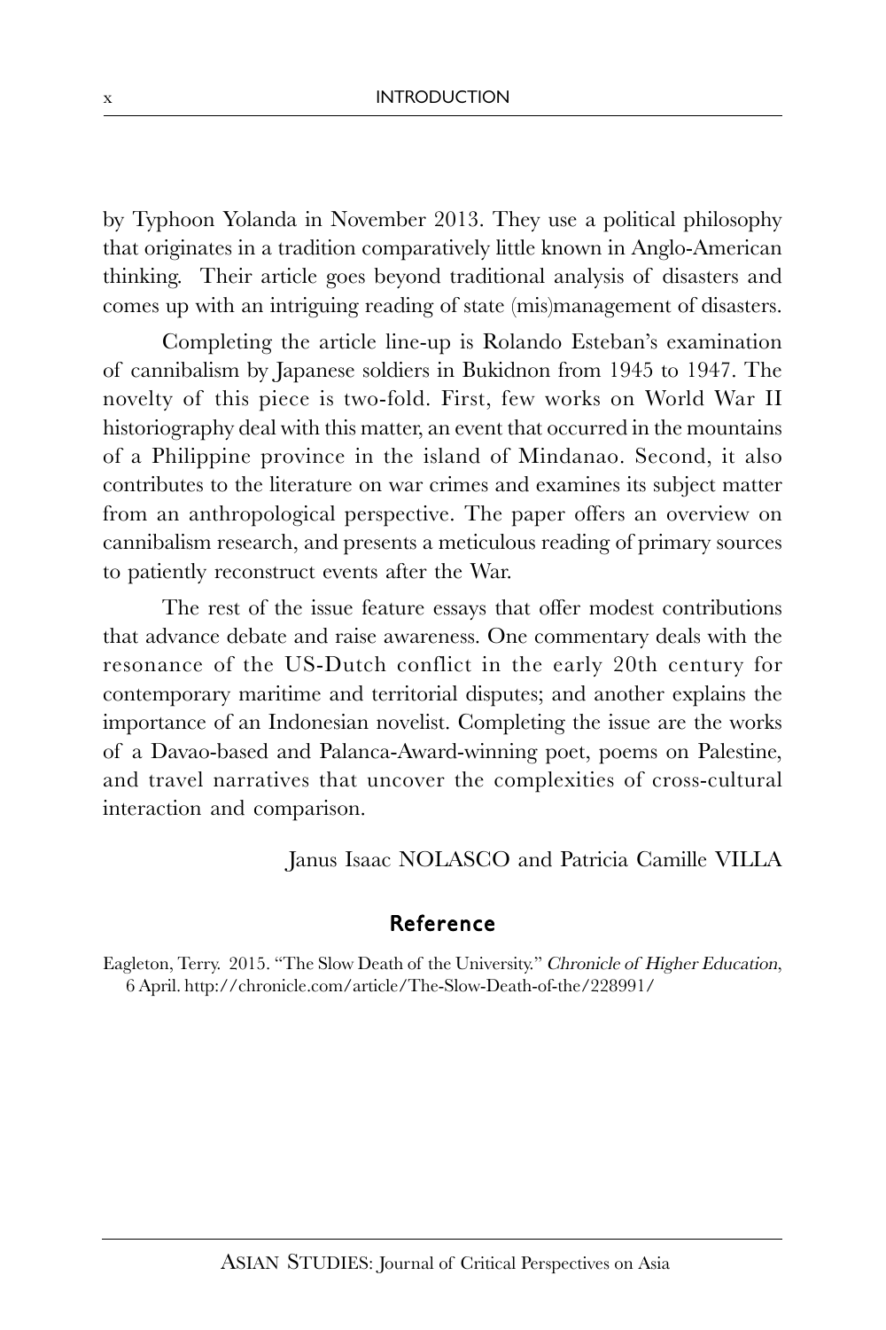by Typhoon Yolanda in November 2013. They use a political philosophy that originates in a tradition comparatively little known in Anglo-American thinking. Their article goes beyond traditional analysis of disasters and comes up with an intriguing reading of state (mis)management of disasters.

Completing the article line-up is Rolando Esteban's examination of cannibalism by Japanese soldiers in Bukidnon from 1945 to 1947. The novelty of this piece is two-fold. First, few works on World War II historiography deal with this matter, an event that occurred in the mountains of a Philippine province in the island of Mindanao. Second, it also contributes to the literature on war crimes and examines its subject matter from an anthropological perspective. The paper offers an overview on cannibalism research, and presents a meticulous reading of primary sources to patiently reconstruct events after the War.

The rest of the issue feature essays that offer modest contributions that advance debate and raise awareness. One commentary deals with the resonance of the US-Dutch conflict in the early 20th century for contemporary maritime and territorial disputes; and another explains the importance of an Indonesian novelist. Completing the issue are the works of a Davao-based and Palanca-Award-winning poet, poems on Palestine, and travel narratives that uncover the complexities of cross-cultural interaction and comparison.

Janus Isaac NOLASCO and Patricia Camille VILLA

## Reference

Eagleton, Terry. 2015. "The Slow Death of the University." *Chronicle of Higher Education*, 6 April. http://chronicle.com/article/The-Slow-Death-of-the/228991/